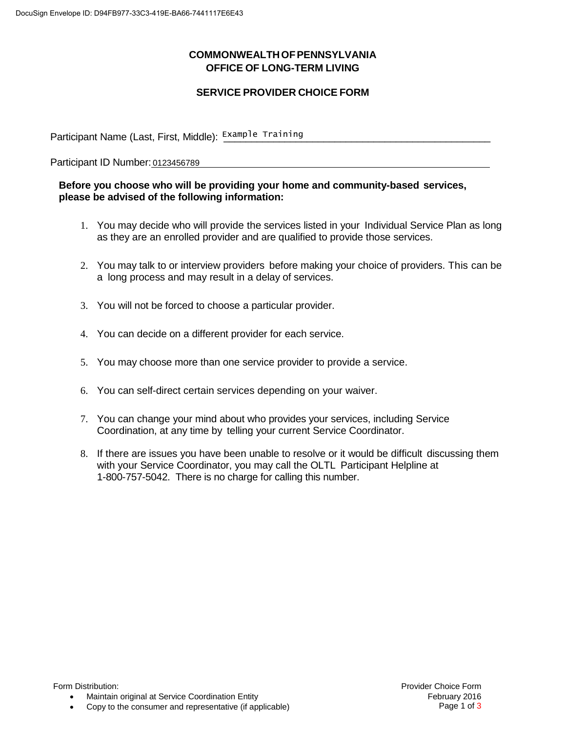# COMMONWEALTH OF PENNSYLVANIA
## OFFICE OF LONG-TERM LIVING

## SERVICE PROVIDER CHOICE FORM

Participant Name (Last, First, Middle): Example Training

Participant ID Number: 0123456789

**Before you choose who will be providing your home and community-based services, please be advised of the following information:**

1. You may decide who will provide the services listed in your Individual Service Plan as long as they are an enrolled provider and are qualified to provide those services.

2. You may talk to or interview providers before making your choice of providers. This can be a long process and may result in a delay of services.

3. You will not be forced to choose a particular provider.

4. You can decide on a different provider for each service.

5. You may choose more than one service provider to provide a service.

6. You can self-direct certain services depending on your waiver.

7. You can change your mind about who provides your services, including Service Coordination, at any time by telling your current Service Coordinator.

8. If there are issues you have been unable to resolve or it would be difficult discussing them with your Service Coordinator, you may call the OLTL Participant Helpline at 1-800-757-5042. There is no charge for calling this number.

Form Distribution:

- Maintain original at Service Coordination Entity
- Copy to the consumer and representative (if applicable)

Provider Choice Form
February 2016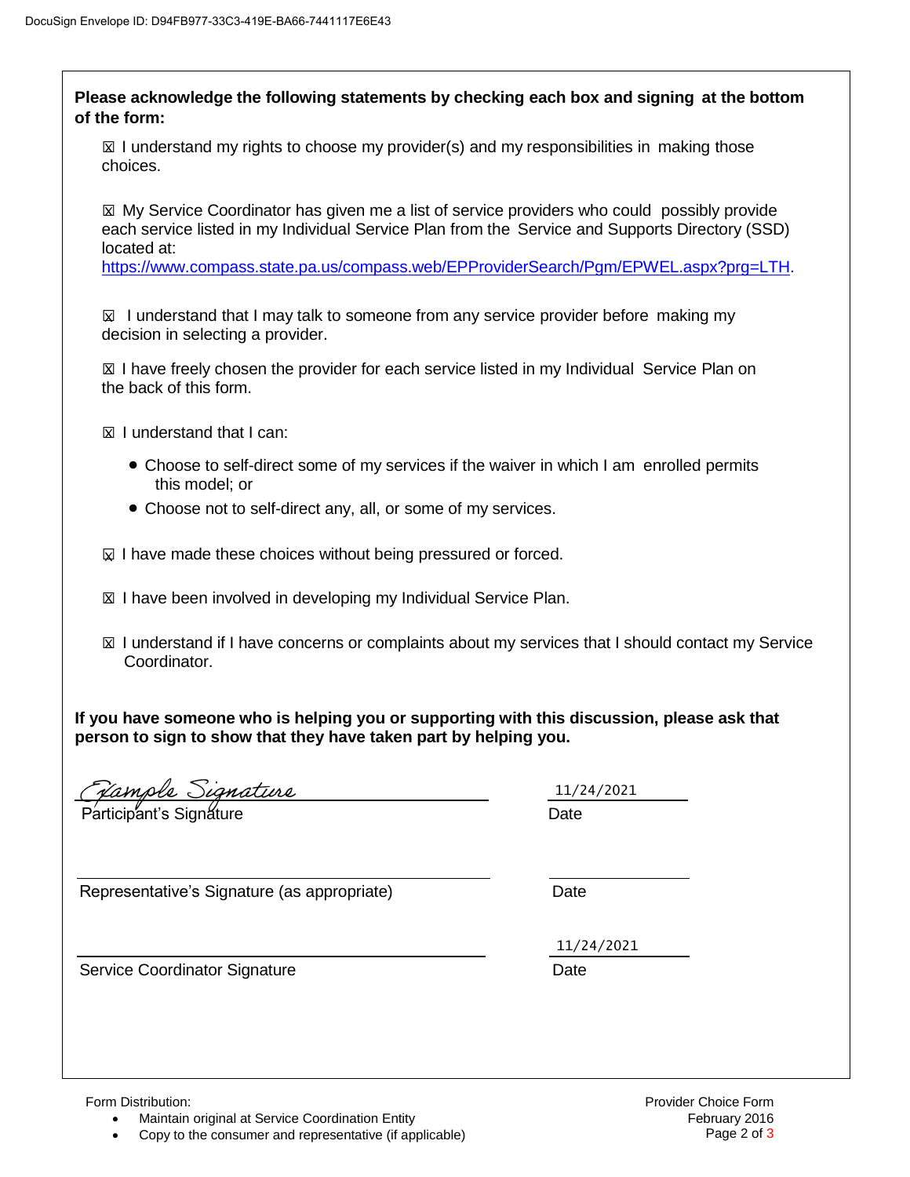**Please acknowledge the following statements by checking each box and signing at the bottom of the form:**

☒ I understand my rights to choose my provider(s) and my responsibilities in making those choices.

☒ My Service Coordinator has given me a list of service providers who could possibly provide each service listed in my Individual Service Plan from the Service and Supports Directory (SSD) located at: [https://www.compass.state.pa.us/compass.web/EPProviderSearch/Pgm/EPWEL.aspx?prg=LTH](https://www.compass.state.pa.us/compass.web/EPProviderSearch/Pgm/EPWEL.aspx?prg=LTH).

☒ I understand that I may talk to someone from any service provider before making my decision in selecting a provider.

☒ I have freely chosen the provider for each service listed in my Individual Service Plan on the back of this form.

☒ I understand that I can:

- Choose to self-direct some of my services if the waiver in which I am enrolled permits this model; or
- Choose not to self-direct any, all, or some of my services.

☒ I have made these choices without being pressured or forced.

☒ I have been involved in developing my Individual Service Plan.

☒ I understand if I have concerns or complaints about my services that I should contact my Service Coordinator.

**If you have someone who is helping you or supporting with this discussion, please ask that person to sign to show that they have taken part by helping you.**

Example Signature ____________________ 11/24/2021

Participant's Signature &nbsp;&nbsp;&nbsp;&nbsp;&nbsp;&nbsp; Date

____________________ ____________

Representative's Signature (as appropriate) &nbsp;&nbsp;&nbsp;&nbsp;&nbsp;&nbsp; Date

____________________ 11/24/2021

Service Coordinator Signature &nbsp;&nbsp;&nbsp;&nbsp;&nbsp;&nbsp; Date

Form Distribution:

- Maintain original at Service Coordination Entity
- Copy to the consumer and representative (if applicable)

Provider Choice Form
February 2016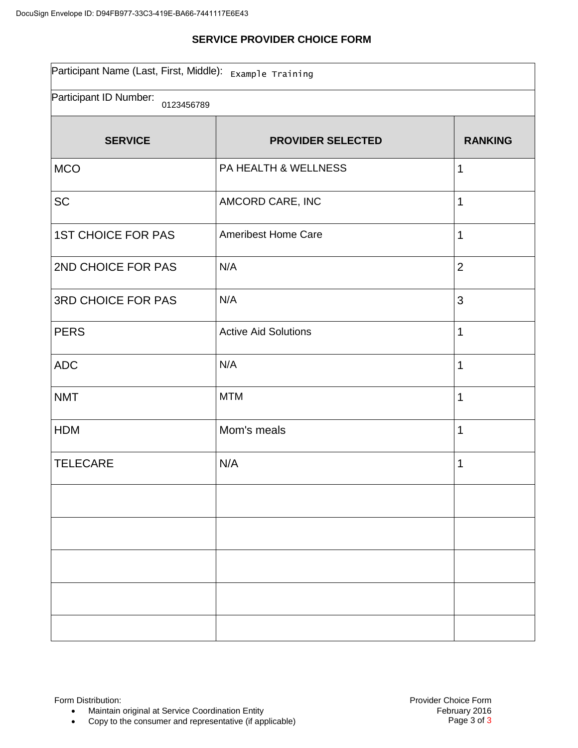## SERVICE PROVIDER CHOICE FORM

Participant Name (Last, First, Middle): Example Training

Participant ID Number: 0123456789

| SERVICE | PROVIDER SELECTED | RANKING |
|---|---|---|
| MCO | PA HEALTH & WELLNESS | 1 |
| SC | AMCORD CARE, INC | 1 |
| 1ST CHOICE FOR PAS | Ameribest Home Care | 1 |
| 2ND CHOICE FOR PAS | N/A | 2 |
| 3RD CHOICE FOR PAS | N/A | 3 |
| PERS | Active Aid Solutions | 1 |
| ADC | N/A | 1 |
| NMT | MTM | 1 |
| HDM | Mom's meals | 1 |
| TELECARE | N/A | 1 |
| | | |
| | | |
| | | |
| | | |
| | | |

Form Distribution:

- Maintain original at Service Coordination Entity
- Copy to the consumer and representative (if applicable)

Provider Choice Form
February 2016